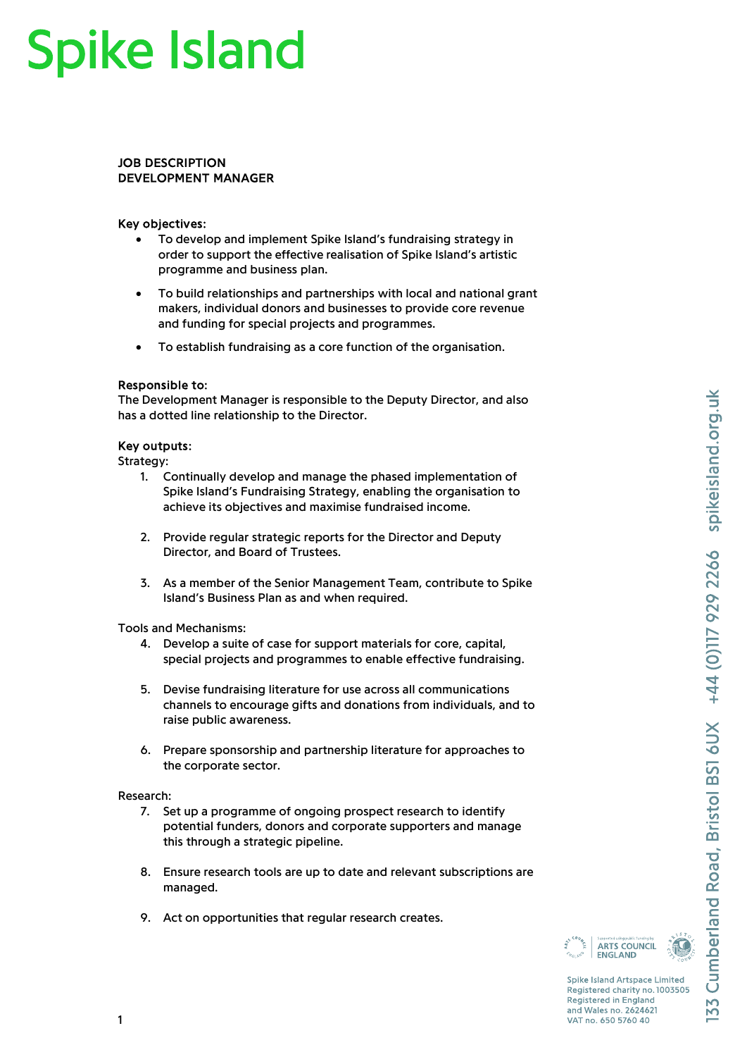# Spike Island

## JOB DESCRIPTION
## DEVELOPMENT MANAGER

**Key objectives:**

- To develop and implement Spike Island's fundraising strategy in order to support the effective realisation of Spike Island's artistic programme and business plan.
- To build relationships and partnerships with local and national grant makers, individual donors and businesses to provide core revenue and funding for special projects and programmes.
- To establish fundraising as a core function of the organisation.

**Responsible to:**

The Development Manager is responsible to the Deputy Director, and also has a dotted line relationship to the Director.

**Key outputs:**

Strategy:

1. Continually develop and manage the phased implementation of Spike Island's Fundraising Strategy, enabling the organisation to achieve its objectives and maximise fundraised income.
2. Provide regular strategic reports for the Director and Deputy Director, and Board of Trustees.
3. As a member of the Senior Management Team, contribute to Spike Island's Business Plan as and when required.

Tools and Mechanisms:

4. Develop a suite of case for support materials for core, capital, special projects and programmes to enable effective fundraising.
5. Devise fundraising literature for use across all communications channels to encourage gifts and donations from individuals, and to raise public awareness.
6. Prepare sponsorship and partnership literature for approaches to the corporate sector.

Research:

7. Set up a programme of ongoing prospect research to identify potential funders, donors and corporate supporters and manage this through a strategic pipeline.
8. Ensure research tools are up to date and relevant subscriptions are managed.
9. Act on opportunities that regular research creates.

133 Cumberland Road, Bristol BS1 6UX +44 (0)117 929 2266 spikeisland.org.uk

Spike Island Artspace Limited
Registered charity no. 1003505
Registered in England and Wales no. 2624621
VAT no. 650 5760 40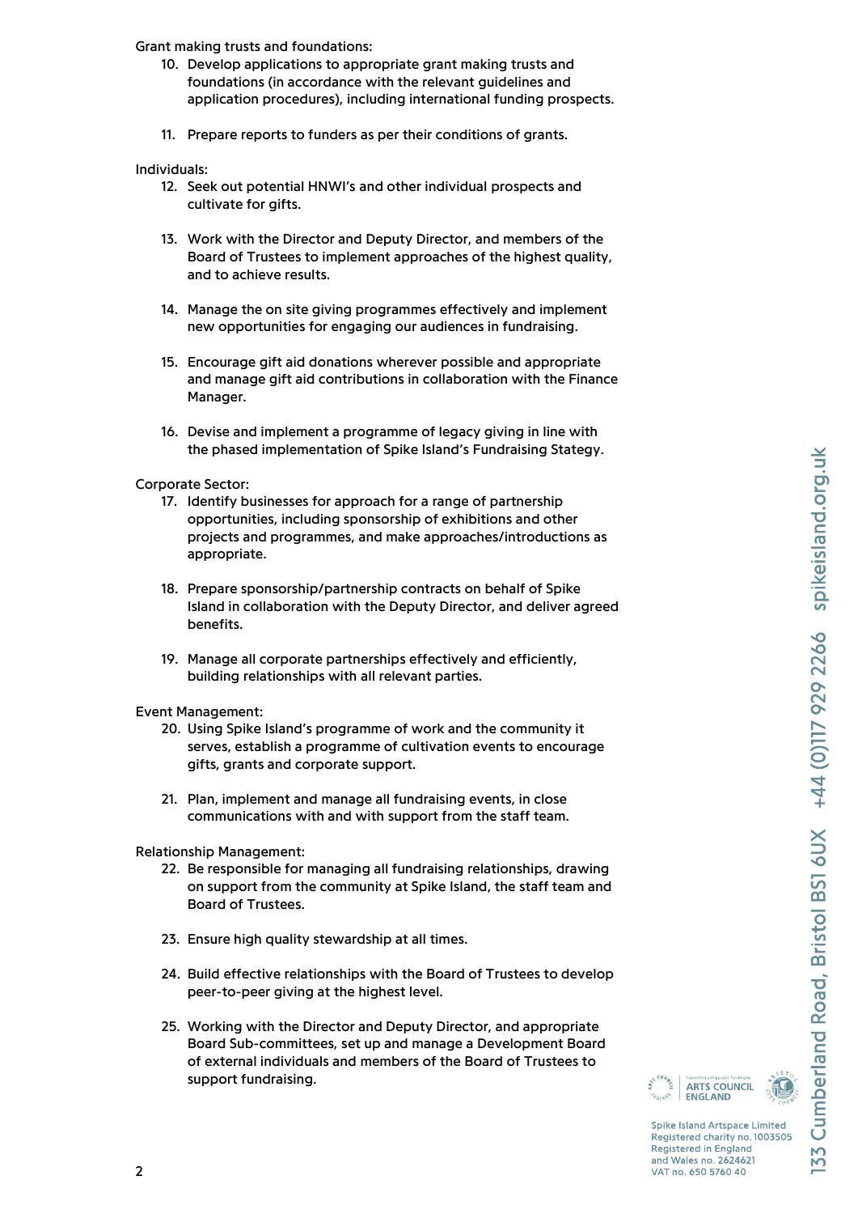Grant making trusts and foundations:

10. Develop applications to appropriate grant making trusts and foundations (in accordance with the relevant guidelines and application procedures), including international funding prospects.

11. Prepare reports to funders as per their conditions of grants.

Individuals:

12. Seek out potential HNWI's and other individual prospects and cultivate for gifts.

13. Work with the Director and Deputy Director, and members of the Board of Trustees to implement approaches of the highest quality, and to achieve results.

14. Manage the on site giving programmes effectively and implement new opportunities for engaging our audiences in fundraising.

15. Encourage gift aid donations wherever possible and appropriate and manage gift aid contributions in collaboration with the Finance Manager.

16. Devise and implement a programme of legacy giving in line with the phased implementation of Spike Island's Fundraising Stategy.

Corporate Sector:

17. Identify businesses for approach for a range of partnership opportunities, including sponsorship of exhibitions and other projects and programmes, and make approaches/introductions as appropriate.

18. Prepare sponsorship/partnership contracts on behalf of Spike Island in collaboration with the Deputy Director, and deliver agreed benefits.

19. Manage all corporate partnerships effectively and efficiently, building relationships with all relevant parties.

Event Management:

20. Using Spike Island's programme of work and the community it serves, establish a programme of cultivation events to encourage gifts, grants and corporate support.

21. Plan, implement and manage all fundraising events, in close communications with and with support from the staff team.

Relationship Management:

22. Be responsible for managing all fundraising relationships, drawing on support from the community at Spike Island, the staff team and Board of Trustees.

23. Ensure high quality stewardship at all times.

24. Build effective relationships with the Board of Trustees to develop peer-to-peer giving at the highest level.

25. Working with the Director and Deputy Director, and appropriate Board Sub-committees, set up and manage a Development Board of external individuals and members of the Board of Trustees to support fundraising.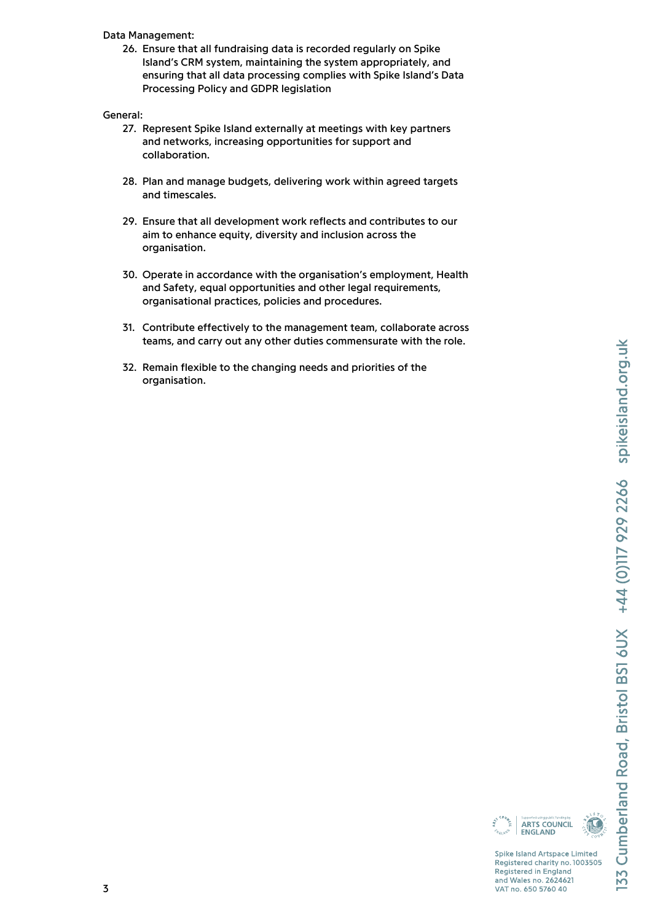Data Management:

26. Ensure that all fundraising data is recorded regularly on Spike Island's CRM system, maintaining the system appropriately, and ensuring that all data processing complies with Spike Island's Data Processing Policy and GDPR legislation

General:

27. Represent Spike Island externally at meetings with key partners and networks, increasing opportunities for support and collaboration.

28. Plan and manage budgets, delivering work within agreed targets and timescales.

29. Ensure that all development work reflects and contributes to our aim to enhance equity, diversity and inclusion across the organisation.

30. Operate in accordance with the organisation's employment, Health and Safety, equal opportunities and other legal requirements, organisational practices, policies and procedures.

31. Contribute effectively to the management team, collaborate across teams, and carry out any other duties commensurate with the role.

32. Remain flexible to the changing needs and priorities of the organisation.

Spike Island Artspace Limited
Registered charity no. 1003505
Registered in England
and Wales no. 2624621
VAT no. 650 5760 40

133 Cumberland Road, Bristol BS1 6UX +44 (0)117 929 2266 spikeisland.org.uk